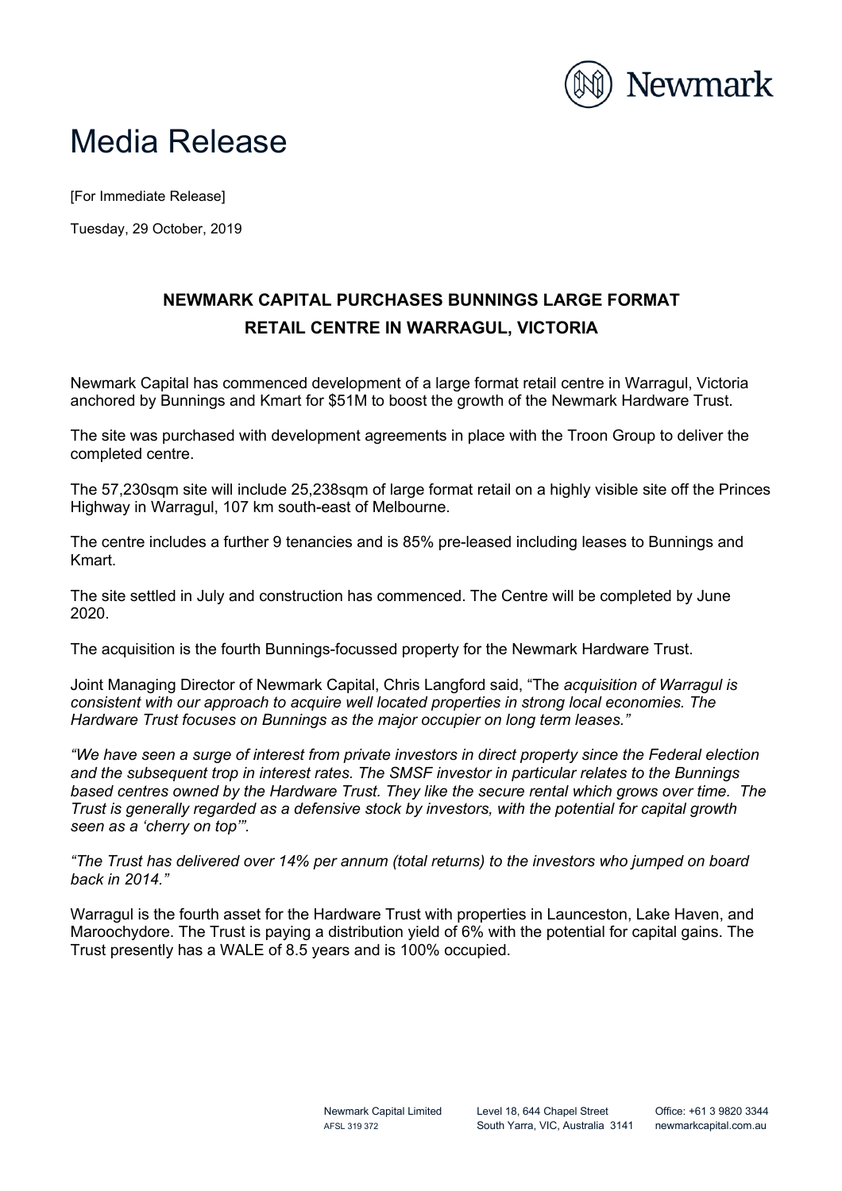# Media Release

[For Immediate Release]

Tuesday, 29 October, 2019

## NEWMARK CAPITAL PURCHASES BUNNINGS LARGE FORMAT RETAIL CENTRE IN WARRAGUL, VICTORIA

Newmark Capital has commenced development of a large format retail centre in Warragul, Victoria anchored by Bunnings and Kmart for $51M to boost the growth of the Newmark Hardware Trust.

The site was purchased with development agreements in place with the Troon Group to deliver the completed centre.

The 57,230sqm site will include 25,238sqm of large format retail on a highly visible site off the Princes Highway in Warragul, 107 km south-east of Melbourne.

The centre includes a further 9 tenancies and is 85% pre-leased including leases to Bunnings and Kmart.

The site settled in July and construction has commenced. The Centre will be completed by June 2020.

The acquisition is the fourth Bunnings-focussed property for the Newmark Hardware Trust.

Joint Managing Director of Newmark Capital, Chris Langford said, "The *acquisition of Warragul is consistent with our approach to acquire well located properties in strong local economies. The Hardware Trust focuses on Bunnings as the major occupier on long term leases."*

*"We have seen a surge of interest from private investors in direct property since the Federal election and the subsequent trop in interest rates. The SMSF investor in particular relates to the Bunnings based centres owned by the Hardware Trust. They like the secure rental which grows over time. The Trust is generally regarded as a defensive stock by investors, with the potential for capital growth seen as a 'cherry on top'"*.

*"The Trust has delivered over 14% per annum (total returns) to the investors who jumped on board back in 2014."*

Warragul is the fourth asset for the Hardware Trust with properties in Launceston, Lake Haven, and Maroochydore. The Trust is paying a distribution yield of 6% with the potential for capital gains. The Trust presently has a WALE of 8.5 years and is 100% occupied.

Newmark Capital Limited
AFSL 319 372

Level 18, 644 Chapel Street
South Yarra, VIC, Australia 3141

Office: +61 3 9820 3344
newmarkcapital.com.au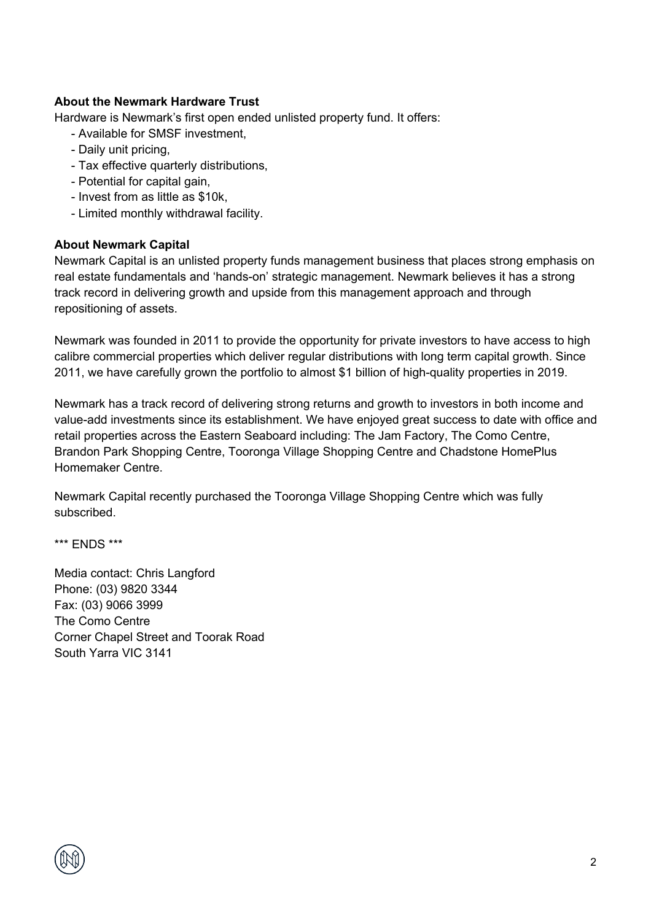**About the Newmark Hardware Trust**

Hardware is Newmark's first open ended unlisted property fund. It offers:

- Available for SMSF investment,
- Daily unit pricing,
- Tax effective quarterly distributions,
- Potential for capital gain,
- Invest from as little as $10k,
- Limited monthly withdrawal facility.

**About Newmark Capital**

Newmark Capital is an unlisted property funds management business that places strong emphasis on real estate fundamentals and 'hands-on' strategic management. Newmark believes it has a strong track record in delivering growth and upside from this management approach and through repositioning of assets.

Newmark was founded in 2011 to provide the opportunity for private investors to have access to high calibre commercial properties which deliver regular distributions with long term capital growth. Since 2011, we have carefully grown the portfolio to almost $1 billion of high-quality properties in 2019.

Newmark has a track record of delivering strong returns and growth to investors in both income and value-add investments since its establishment. We have enjoyed great success to date with office and retail properties across the Eastern Seaboard including: The Jam Factory, The Como Centre, Brandon Park Shopping Centre, Tooronga Village Shopping Centre and Chadstone HomePlus Homemaker Centre.

Newmark Capital recently purchased the Tooronga Village Shopping Centre which was fully subscribed.

*** ENDS ***

Media contact: Chris Langford
Phone: (03) 9820 3344
Fax: (03) 9066 3999
The Como Centre
Corner Chapel Street and Toorak Road
South Yarra VIC 3141